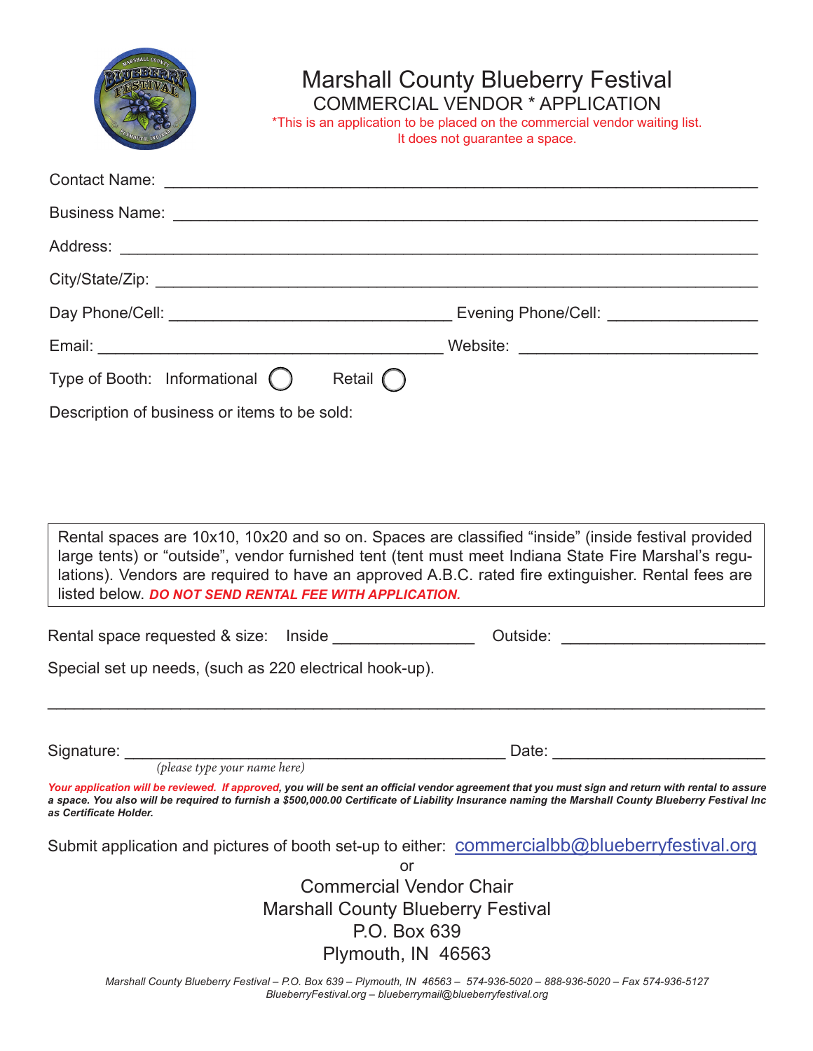# Marshall County Blueberry Festival

## COMMERCIAL VENDOR * APPLICATION

*This is an application to be placed on the commercial vendor waiting list. It does not guarantee a space.

Contact Name: ______________________________________________________________

Business Name: ______________________________________________________________

Address: ______________________________________________________________

City/State/Zip: ______________________________________________________________

Day Phone/Cell: ______________________________ Evening Phone/Cell: ________________

Email: ____________________________________ Website: __________________________

Type of Booth: Informational ◯ Retail ◯

Description of business or items to be sold:

Rental spaces are 10x10, 10x20 and so on. Spaces are classified "inside" (inside festival provided large tents) or "outside", vendor furnished tent (tent must meet Indiana State Fire Marshal's regulations). Vendors are required to have an approved A.B.C. rated fire extinguisher. Rental fees are listed below. ***DO NOT SEND RENTAL FEE WITH APPLICATION.***

Rental space requested & size: Inside ________________ Outside: ______________________

Special set up needs, (such as 220 electrical hook-up).

______________________________________________________________________________

Signature: ________________________________________ Date: ______________________
*(please type your name here)*

***Your application will be reviewed. If approved, you will be sent an official vendor agreement that you must sign and return with rental to assure a space. You also will be required to furnish a $500,000.00 Certificate of Liability Insurance naming the Marshall County Blueberry Festival Inc as Certificate Holder.***

Submit application and pictures of booth set-up to either: commercialbb@blueberryfestival.org

or

Commercial Vendor Chair
Marshall County Blueberry Festival
P.O. Box 639
Plymouth, IN 46563

*Marshall County Blueberry Festival – P.O. Box 639 – Plymouth, IN 46563 – 574-936-5020 – 888-936-5020 – Fax 574-936-5127*
*BlueberryFestival.org – blueberrymail@blueberryfestival.org*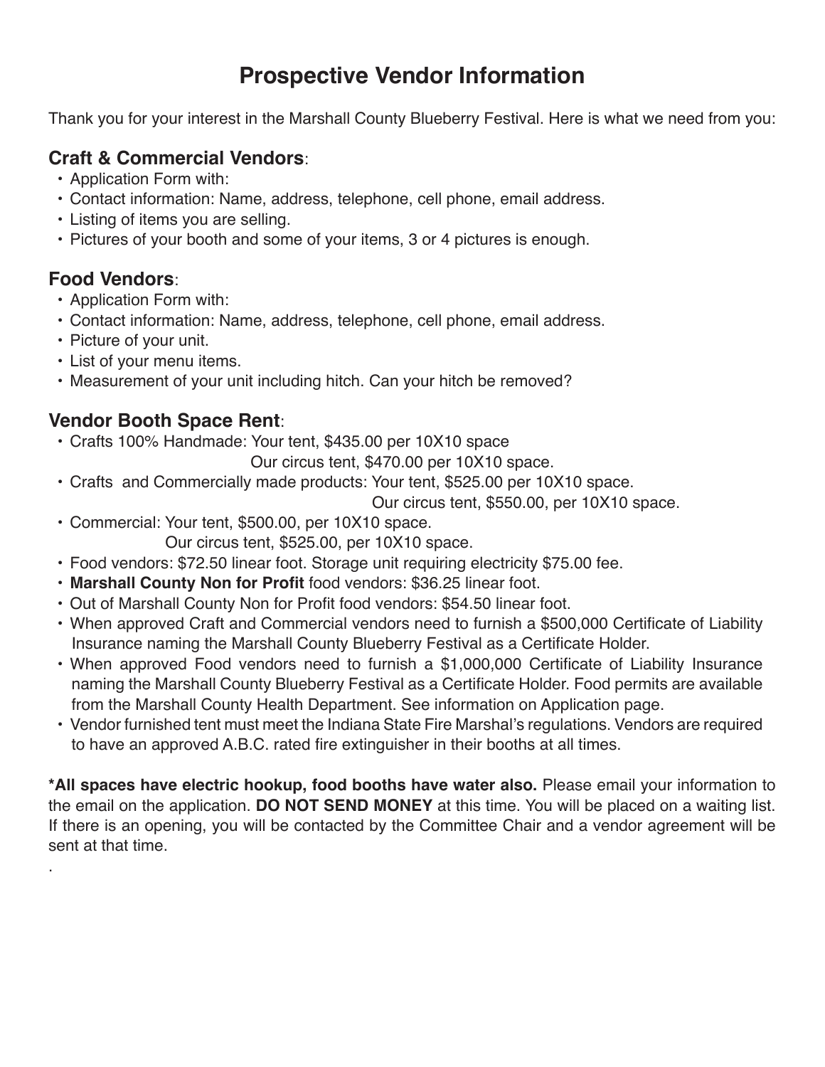# Prospective Vendor Information

Thank you for your interest in the Marshall County Blueberry Festival. Here is what we need from you:

## **Craft & Commercial Vendors**:

- Application Form with:
- Contact information: Name, address, telephone, cell phone, email address.
- Listing of items you are selling.
- Pictures of your booth and some of your items, 3 or 4 pictures is enough.

## **Food Vendors**:

- Application Form with:
- Contact information: Name, address, telephone, cell phone, email address.
- Picture of your unit.
- List of your menu items.
- Measurement of your unit including hitch. Can your hitch be removed?

## **Vendor Booth Space Rent**:

- Crafts 100% Handmade: Your tent, $435.00 per 10X10 space
  Our circus tent, $470.00 per 10X10 space.
- Crafts and Commercially made products: Your tent, $525.00 per 10X10 space.
  Our circus tent, $550.00, per 10X10 space.
- Commercial: Your tent, $500.00, per 10X10 space.
  Our circus tent, $525.00, per 10X10 space.
- Food vendors: $72.50 linear foot. Storage unit requiring electricity $75.00 fee.
- **Marshall County Non for Profit** food vendors: $36.25 linear foot.
- Out of Marshall County Non for Profit food vendors: $54.50 linear foot.
- When approved Craft and Commercial vendors need to furnish a $500,000 Certificate of Liability Insurance naming the Marshall County Blueberry Festival as a Certificate Holder.
- When approved Food vendors need to furnish a $1,000,000 Certificate of Liability Insurance naming the Marshall County Blueberry Festival as a Certificate Holder. Food permits are available from the Marshall County Health Department. See information on Application page.
- Vendor furnished tent must meet the Indiana State Fire Marshal's regulations. Vendors are required to have an approved A.B.C. rated fire extinguisher in their booths at all times.

**\*All spaces have electric hookup, food booths have water also.** Please email your information to the email on the application. **DO NOT SEND MONEY** at this time. You will be placed on a waiting list. If there is an opening, you will be contacted by the Committee Chair and a vendor agreement will be sent at that time.